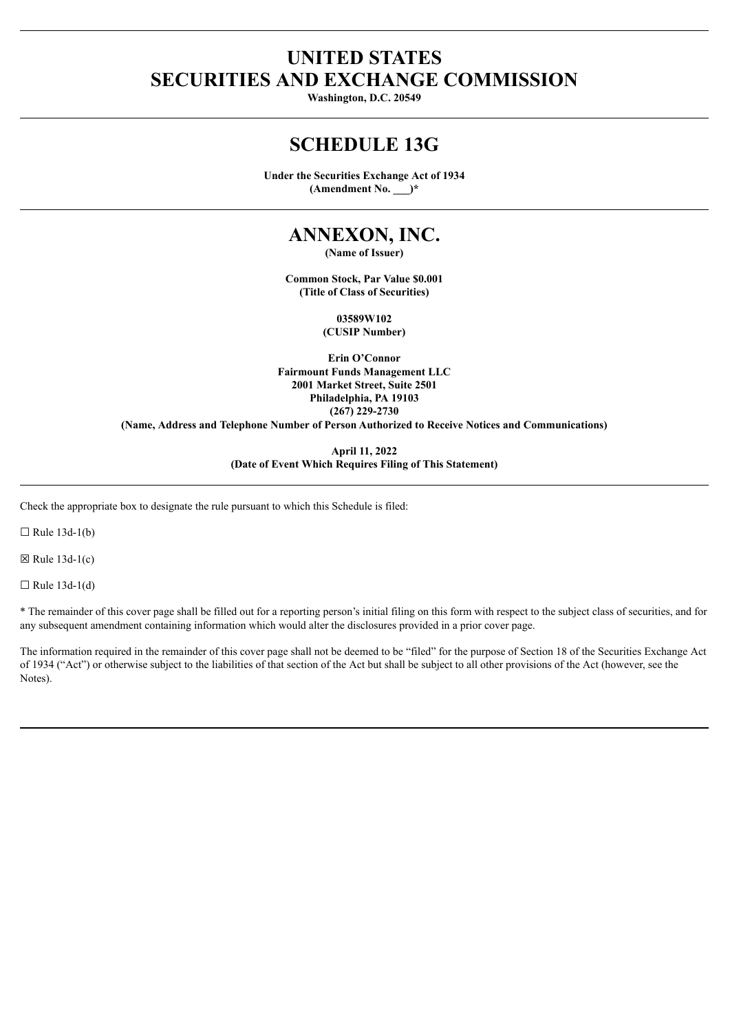# UNITED STATES
# SECURITIES AND EXCHANGE COMMISSION

**Washington, D.C. 20549**

## SCHEDULE 13G

**Under the Securities Exchange Act of 1934**
**(Amendment No. ___)***

## ANNEXON, INC.

**(Name of Issuer)**

**Common Stock, Par Value $0.001**
**(Title of Class of Securities)**

**03589W102**
**(CUSIP Number)**

**Erin O'Connor**
**Fairmount Funds Management LLC**
**2001 Market Street, Suite 2501**
**Philadelphia, PA 19103**
**(267) 229-2730**
**(Name, Address and Telephone Number of Person Authorized to Receive Notices and Communications)**

**April 11, 2022**
**(Date of Event Which Requires Filing of This Statement)**

Check the appropriate box to designate the rule pursuant to which this Schedule is filed:

☐ Rule 13d-1(b)

☒ Rule 13d-1(c)

☐ Rule 13d-1(d)

* The remainder of this cover page shall be filled out for a reporting person's initial filing on this form with respect to the subject class of securities, and for any subsequent amendment containing information which would alter the disclosures provided in a prior cover page.

The information required in the remainder of this cover page shall not be deemed to be "filed" for the purpose of Section 18 of the Securities Exchange Act of 1934 ("Act") or otherwise subject to the liabilities of that section of the Act but shall be subject to all other provisions of the Act (however, see the Notes).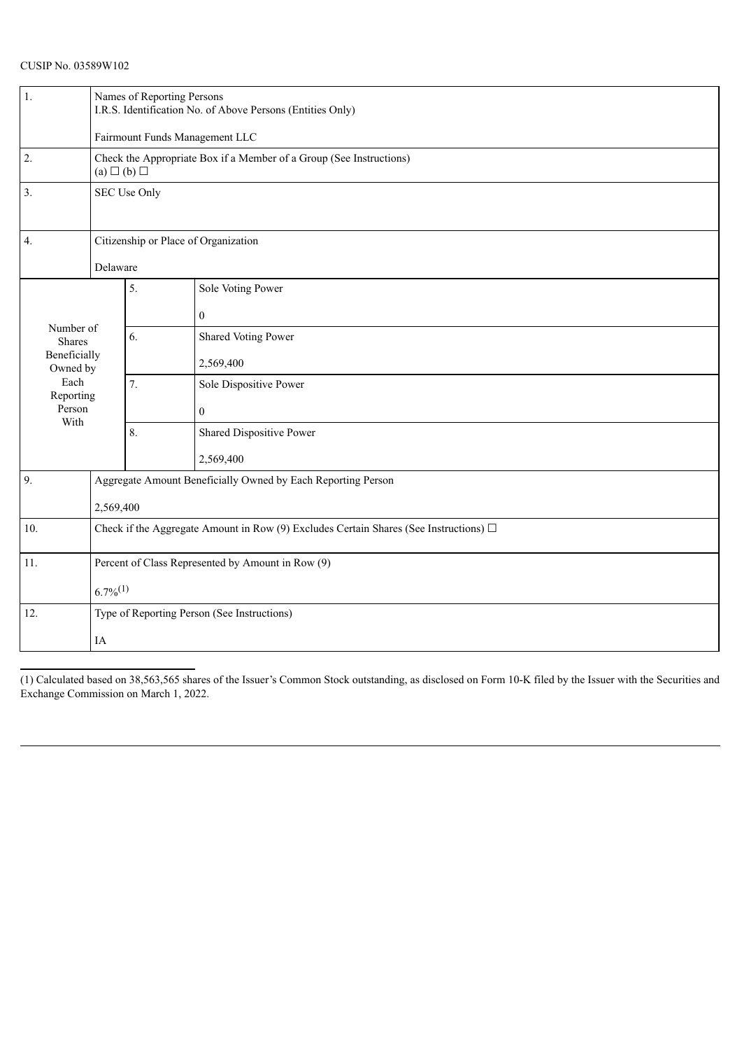CUSIP No. 03589W102

| 1. | Names of Reporting Persons<br>I.R.S. Identification No. of Above Persons (Entities Only)<br><br>Fairmount Funds Management LLC | |
|---|---|---|
| 2. | Check the Appropriate Box if a Member of a Group (See Instructions)<br>(a) ☐ (b) ☐ | |
| 3. | SEC Use Only | |
| 4. | Citizenship or Place of Organization<br><br>Delaware | |
| Number of Shares Beneficially Owned by Each Reporting Person With | 5. | Sole Voting Power<br><br>0 |
| | 6. | Shared Voting Power<br><br>2,569,400 |
| | 7. | Sole Dispositive Power<br><br>0 |
| | 8. | Shared Dispositive Power<br><br>2,569,400 |
| 9. | Aggregate Amount Beneficially Owned by Each Reporting Person<br><br>2,569,400 | |
| 10. | Check if the Aggregate Amount in Row (9) Excludes Certain Shares (See Instructions) ☐ | |
| 11. | Percent of Class Represented by Amount in Row (9)<br><br>6.7%(1) | |
| 12. | Type of Reporting Person (See Instructions)<br><br>IA | |

(1) Calculated based on 38,563,565 shares of the Issuer's Common Stock outstanding, as disclosed on Form 10-K filed by the Issuer with the Securities and Exchange Commission on March 1, 2022.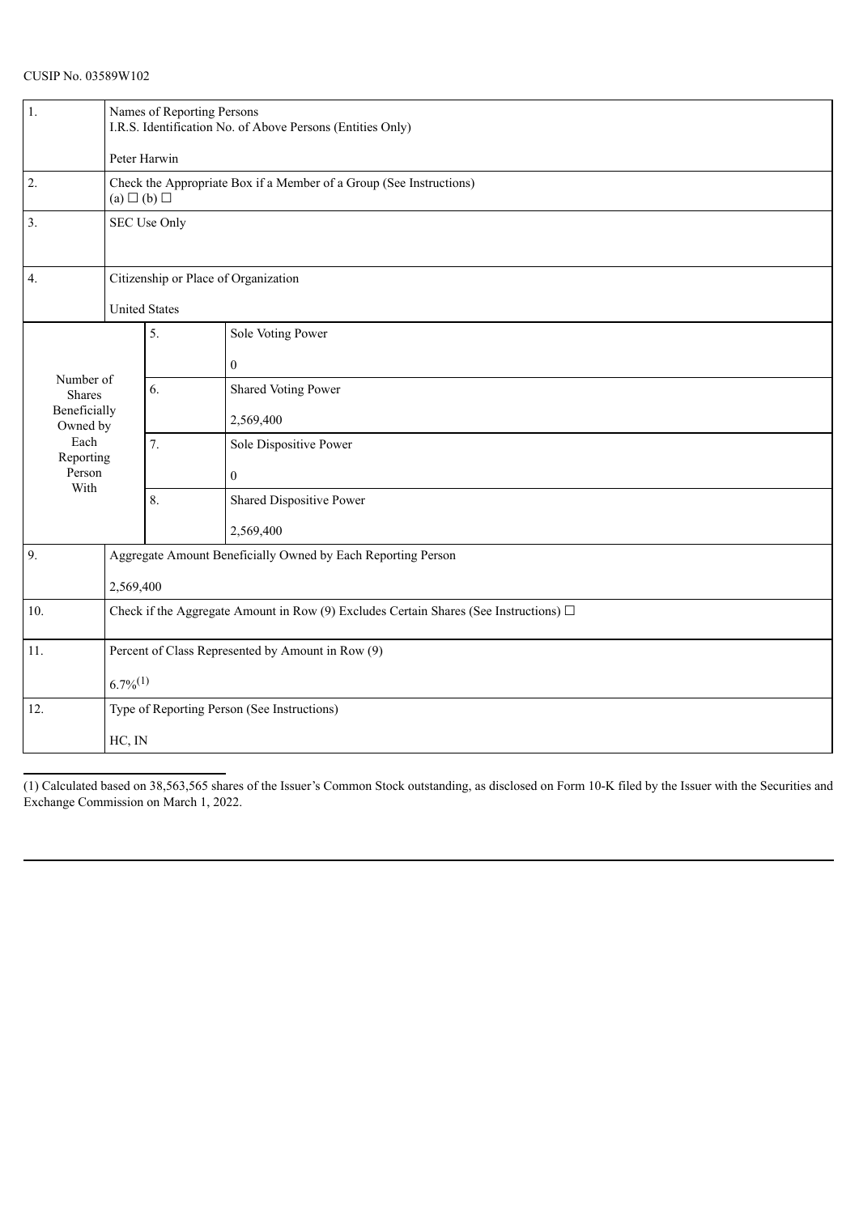CUSIP No. 03589W102

| | | | |
|---|---|---|---|
| 1. | Names of Reporting Persons<br>I.R.S. Identification No. of Above Persons (Entities Only)<br><br>Peter Harwin | | |
| 2. | Check the Appropriate Box if a Member of a Group (See Instructions)<br>(a) ☐ (b) ☐ | | |
| 3. | SEC Use Only | | |
| 4. | Citizenship or Place of Organization<br><br>United States | | |
| Number of Shares Beneficially Owned by Each Reporting Person With | 5. | Sole Voting Power<br><br>0 | |
| | 6. | Shared Voting Power<br><br>2,569,400 | |
| | 7. | Sole Dispositive Power<br><br>0 | |
| | 8. | Shared Dispositive Power<br><br>2,569,400 | |
| 9. | Aggregate Amount Beneficially Owned by Each Reporting Person<br><br>2,569,400 | | |
| 10. | Check if the Aggregate Amount in Row (9) Excludes Certain Shares (See Instructions) ☐ | | |
| 11. | Percent of Class Represented by Amount in Row (9)<br><br>6.7%[(1)] | | |
| 12. | Type of Reporting Person (See Instructions)<br><br>HC, IN | | |

(1) Calculated based on 38,563,565 shares of the Issuer's Common Stock outstanding, as disclosed on Form 10-K filed by the Issuer with the Securities and Exchange Commission on March 1, 2022.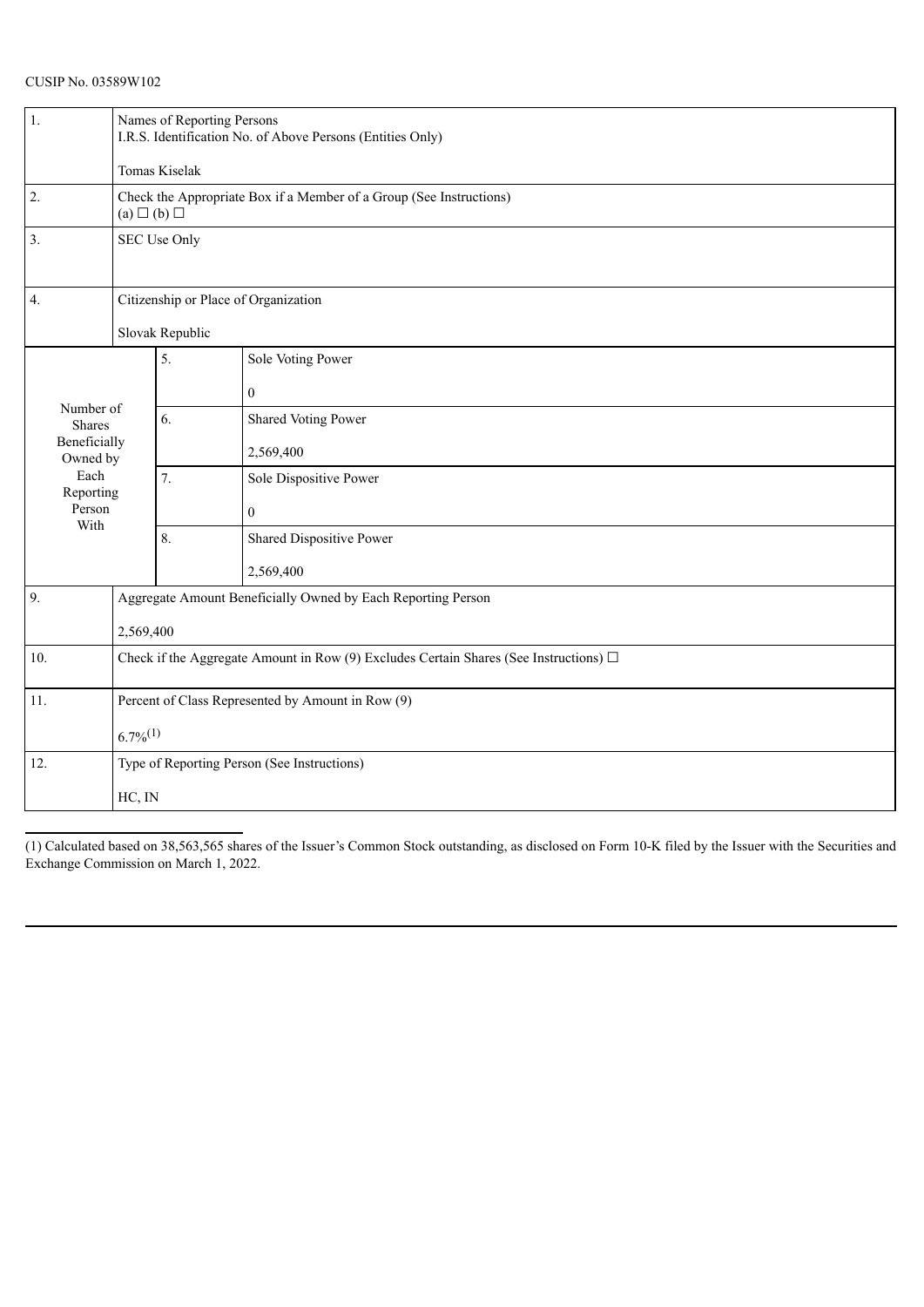CUSIP No. 03589W102

| | | | |
|---|---|---|---|
| 1. | Names of Reporting Persons<br>I.R.S. Identification No. of Above Persons (Entities Only)<br><br>Tomas Kiselak | | |
| 2. | Check the Appropriate Box if a Member of a Group (See Instructions)<br>(a) ☐ (b) ☐ | | |
| 3. | SEC Use Only | | |
| 4. | Citizenship or Place of Organization<br><br>Slovak Republic | | |
| Number of Shares Beneficially Owned by Each Reporting Person With | 5. | Sole Voting Power<br><br>0 | |
| | 6. | Shared Voting Power<br><br>2,569,400 | |
| | 7. | Sole Dispositive Power<br><br>0 | |
| | 8. | Shared Dispositive Power<br><br>2,569,400 | |
| 9. | Aggregate Amount Beneficially Owned by Each Reporting Person<br><br>2,569,400 | | |
| 10. | Check if the Aggregate Amount in Row (9) Excludes Certain Shares (See Instructions) ☐ | | |
| 11. | Percent of Class Represented by Amount in Row (9)<br><br>6.7%[(1)] | | |
| 12. | Type of Reporting Person (See Instructions)<br><br>HC, IN | | |

(1) Calculated based on 38,563,565 shares of the Issuer's Common Stock outstanding, as disclosed on Form 10-K filed by the Issuer with the Securities and Exchange Commission on March 1, 2022.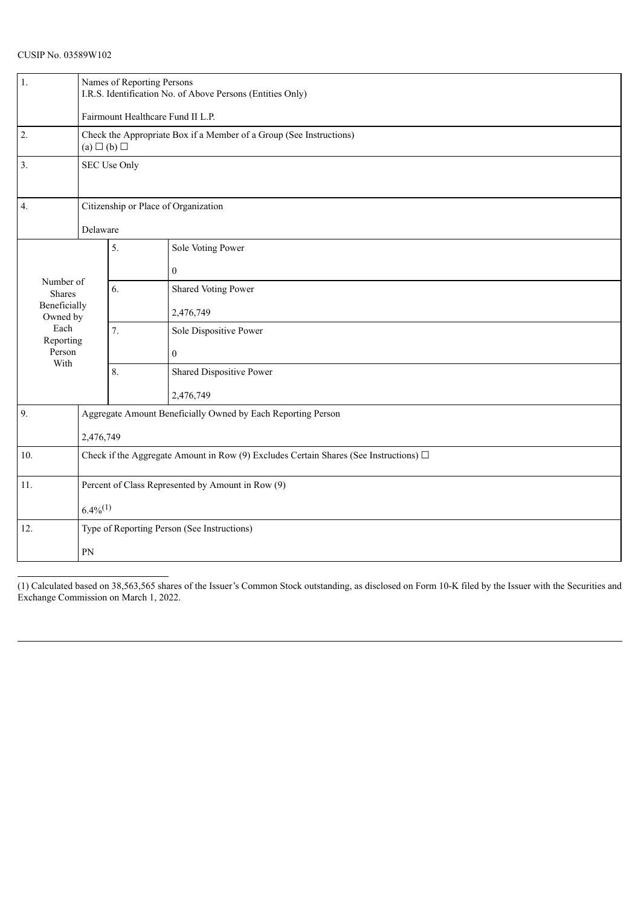CUSIP No. 03589W102

| 1. | Names of Reporting Persons<br>I.R.S. Identification No. of Above Persons (Entities Only)<br><br>Fairmount Healthcare Fund II L.P. | |
|---|---|---|
| 2. | Check the Appropriate Box if a Member of a Group (See Instructions)<br>(a) ☐ (b) ☐ | |
| 3. | SEC Use Only | |
| 4. | Citizenship or Place of Organization<br><br>Delaware | |
| Number of Shares Beneficially Owned by Each Reporting Person With | 5. | Sole Voting Power<br><br>0 |
| | 6. | Shared Voting Power<br><br>2,476,749 |
| | 7. | Sole Dispositive Power<br><br>0 |
| | 8. | Shared Dispositive Power<br><br>2,476,749 |
| 9. | Aggregate Amount Beneficially Owned by Each Reporting Person<br><br>2,476,749 | |
| 10. | Check if the Aggregate Amount in Row (9) Excludes Certain Shares (See Instructions) ☐ | |
| 11. | Percent of Class Represented by Amount in Row (9)<br><br>6.4%(1) | |
| 12. | Type of Reporting Person (See Instructions)<br><br>PN | |

(1) Calculated based on 38,563,565 shares of the Issuer's Common Stock outstanding, as disclosed on Form 10-K filed by the Issuer with the Securities and Exchange Commission on March 1, 2022.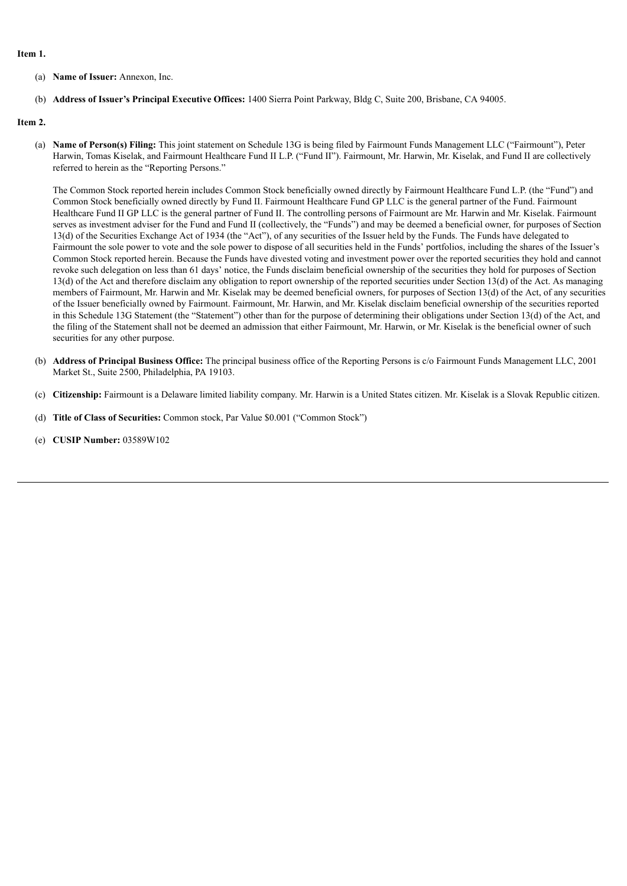**Item 1.**

(a) **Name of Issuer:** Annexon, Inc.

(b) **Address of Issuer's Principal Executive Offices:** 1400 Sierra Point Parkway, Bldg C, Suite 200, Brisbane, CA 94005.

**Item 2.**

(a) **Name of Person(s) Filing:** This joint statement on Schedule 13G is being filed by Fairmount Funds Management LLC ("Fairmount"), Peter Harwin, Tomas Kiselak, and Fairmount Healthcare Fund II L.P. ("Fund II"). Fairmount, Mr. Harwin, Mr. Kiselak, and Fund II are collectively referred to herein as the "Reporting Persons."

The Common Stock reported herein includes Common Stock beneficially owned directly by Fairmount Healthcare Fund L.P. (the "Fund") and Common Stock beneficially owned directly by Fund II. Fairmount Healthcare Fund GP LLC is the general partner of the Fund. Fairmount Healthcare Fund II GP LLC is the general partner of Fund II. The controlling persons of Fairmount are Mr. Harwin and Mr. Kiselak. Fairmount serves as investment adviser for the Fund and Fund II (collectively, the "Funds") and may be deemed a beneficial owner, for purposes of Section 13(d) of the Securities Exchange Act of 1934 (the "Act"), of any securities of the Issuer held by the Funds. The Funds have delegated to Fairmount the sole power to vote and the sole power to dispose of all securities held in the Funds' portfolios, including the shares of the Issuer's Common Stock reported herein. Because the Funds have divested voting and investment power over the reported securities they hold and cannot revoke such delegation on less than 61 days' notice, the Funds disclaim beneficial ownership of the securities they hold for purposes of Section 13(d) of the Act and therefore disclaim any obligation to report ownership of the reported securities under Section 13(d) of the Act. As managing members of Fairmount, Mr. Harwin and Mr. Kiselak may be deemed beneficial owners, for purposes of Section 13(d) of the Act, of any securities of the Issuer beneficially owned by Fairmount. Fairmount, Mr. Harwin, and Mr. Kiselak disclaim beneficial ownership of the securities reported in this Schedule 13G Statement (the "Statement") other than for the purpose of determining their obligations under Section 13(d) of the Act, and the filing of the Statement shall not be deemed an admission that either Fairmount, Mr. Harwin, or Mr. Kiselak is the beneficial owner of such securities for any other purpose.

(b) **Address of Principal Business Office:** The principal business office of the Reporting Persons is c/o Fairmount Funds Management LLC, 2001 Market St., Suite 2500, Philadelphia, PA 19103.

(c) **Citizenship:** Fairmount is a Delaware limited liability company. Mr. Harwin is a United States citizen. Mr. Kiselak is a Slovak Republic citizen.

(d) **Title of Class of Securities:** Common stock, Par Value $0.001 ("Common Stock")

(e) **CUSIP Number:** 03589W102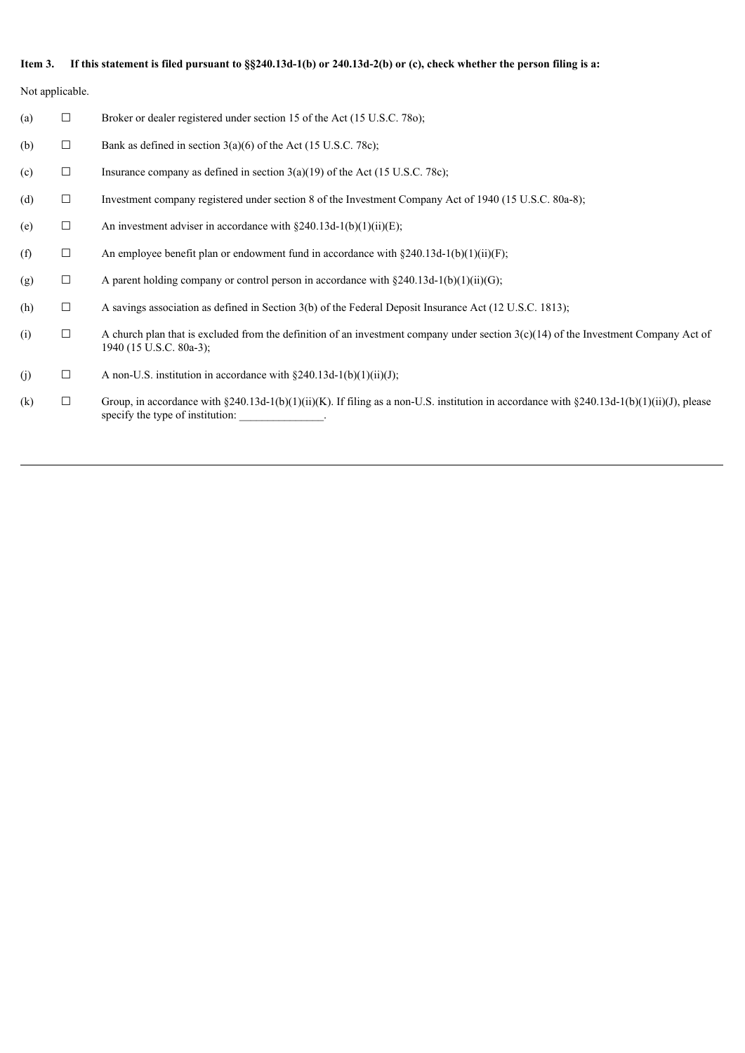**Item 3. If this statement is filed pursuant to §§240.13d-1(b) or 240.13d-2(b) or (c), check whether the person filing is a:**

Not applicable.

(a) ☐ Broker or dealer registered under section 15 of the Act (15 U.S.C. 78o);

(b) ☐ Bank as defined in section 3(a)(6) of the Act (15 U.S.C. 78c);

(c) ☐ Insurance company as defined in section 3(a)(19) of the Act (15 U.S.C. 78c);

(d) ☐ Investment company registered under section 8 of the Investment Company Act of 1940 (15 U.S.C. 80a-8);

(e) ☐ An investment adviser in accordance with §240.13d-1(b)(1)(ii)(E);

(f) ☐ An employee benefit plan or endowment fund in accordance with §240.13d-1(b)(1)(ii)(F);

(g) ☐ A parent holding company or control person in accordance with §240.13d-1(b)(1)(ii)(G);

(h) ☐ A savings association as defined in Section 3(b) of the Federal Deposit Insurance Act (12 U.S.C. 1813);

(i) ☐ A church plan that is excluded from the definition of an investment company under section 3(c)(14) of the Investment Company Act of 1940 (15 U.S.C. 80a-3);

(j) ☐ A non-U.S. institution in accordance with §240.13d-1(b)(1)(ii)(J);

(k) ☐ Group, in accordance with §240.13d-1(b)(1)(ii)(K). If filing as a non-U.S. institution in accordance with §240.13d-1(b)(1)(ii)(J), please specify the type of institution: _______________.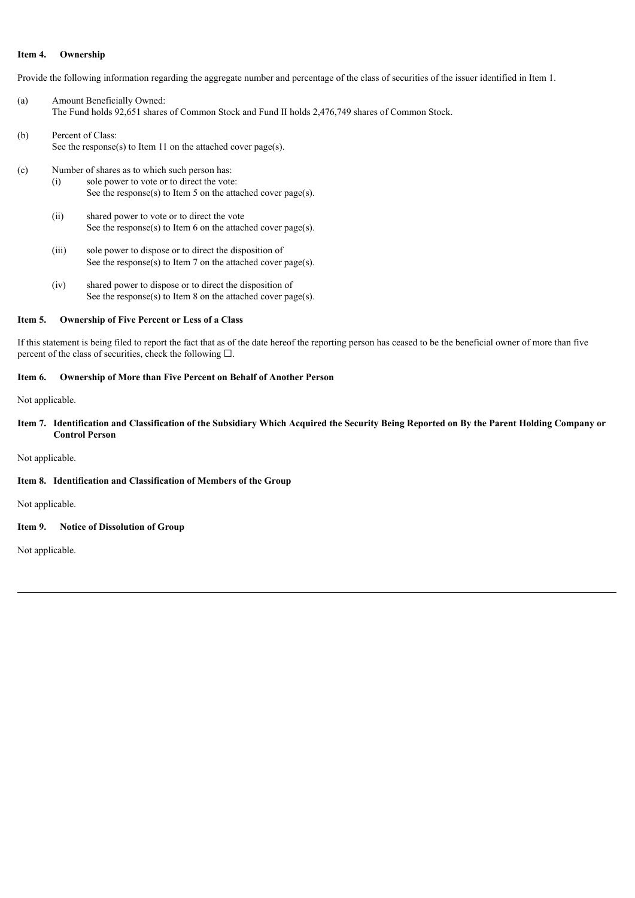**Item 4. Ownership**

Provide the following information regarding the aggregate number and percentage of the class of securities of the issuer identified in Item 1.

(a) Amount Beneficially Owned:
The Fund holds 92,651 shares of Common Stock and Fund II holds 2,476,749 shares of Common Stock.

(b) Percent of Class:
See the response(s) to Item 11 on the attached cover page(s).

(c) Number of shares as to which such person has:

- (i) sole power to vote or to direct the vote:
  See the response(s) to Item 5 on the attached cover page(s).
- (ii) shared power to vote or to direct the vote
  See the response(s) to Item 6 on the attached cover page(s).
- (iii) sole power to dispose or to direct the disposition of
  See the response(s) to Item 7 on the attached cover page(s).
- (iv) shared power to dispose or to direct the disposition of
  See the response(s) to Item 8 on the attached cover page(s).

**Item 5. Ownership of Five Percent or Less of a Class**

If this statement is being filed to report the fact that as of the date hereof the reporting person has ceased to be the beneficial owner of more than five percent of the class of securities, check the following ☐.

**Item 6. Ownership of More than Five Percent on Behalf of Another Person**

Not applicable.

**Item 7. Identification and Classification of the Subsidiary Which Acquired the Security Being Reported on By the Parent Holding Company or Control Person**

Not applicable.

**Item 8. Identification and Classification of Members of the Group**

Not applicable.

**Item 9. Notice of Dissolution of Group**

Not applicable.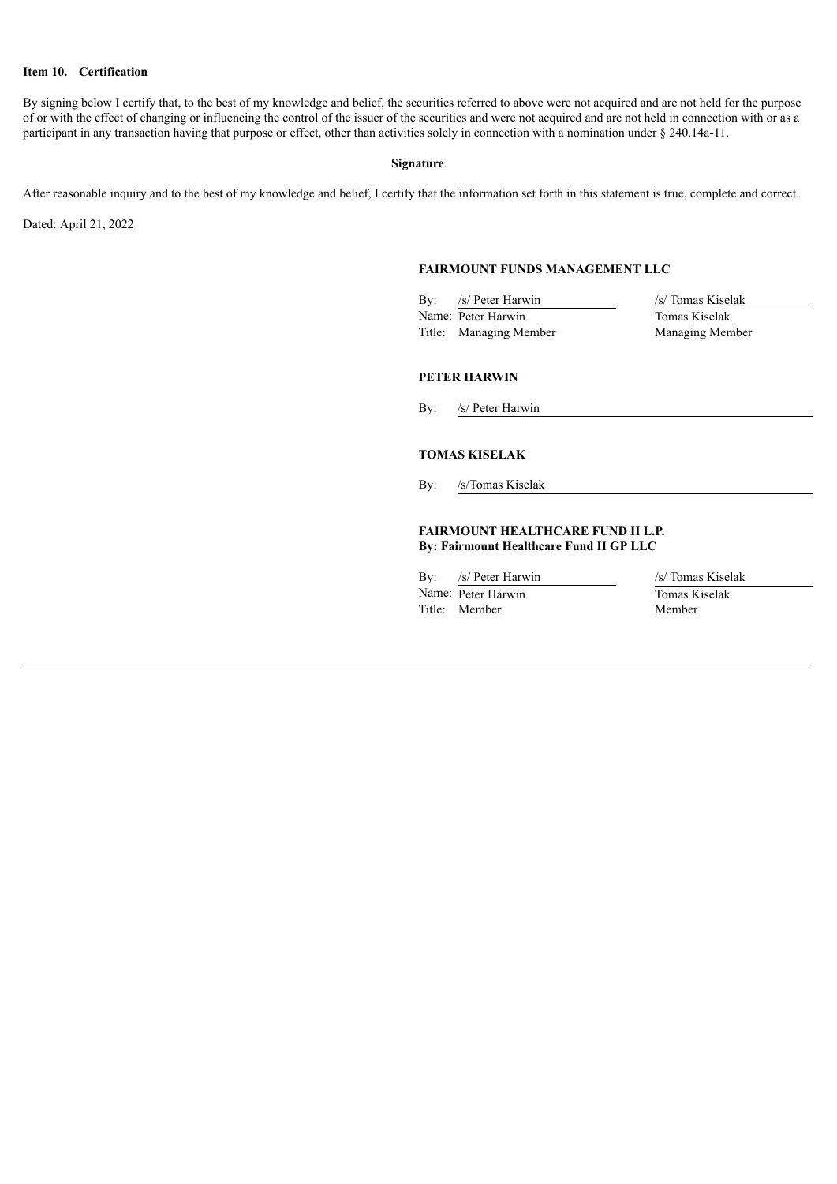**Item 10. Certification**

By signing below I certify that, to the best of my knowledge and belief, the securities referred to above were not acquired and are not held for the purpose of or with the effect of changing or influencing the control of the issuer of the securities and were not acquired and are not held in connection with or as a participant in any transaction having that purpose or effect, other than activities solely in connection with a nomination under § 240.14a-11.

**Signature**

After reasonable inquiry and to the best of my knowledge and belief, I certify that the information set forth in this statement is true, complete and correct.

Dated: April 21, 2022

**FAIRMOUNT FUNDS MANAGEMENT LLC**

| | |
|---|---|
| By: /s/ Peter Harwin | /s/ Tomas Kiselak |
| Name: Peter Harwin | Tomas Kiselak |
| Title: Managing Member | Managing Member |

**PETER HARWIN**

By: /s/ Peter Harwin

**TOMAS KISELAK**

By: /s/Tomas Kiselak

**FAIRMOUNT HEALTHCARE FUND II L.P.**
**By: Fairmount Healthcare Fund II GP LLC**

| | |
|---|---|
| By: /s/ Peter Harwin | /s/ Tomas Kiselak |
| Name: Peter Harwin | Tomas Kiselak |
| Title: Member | Member |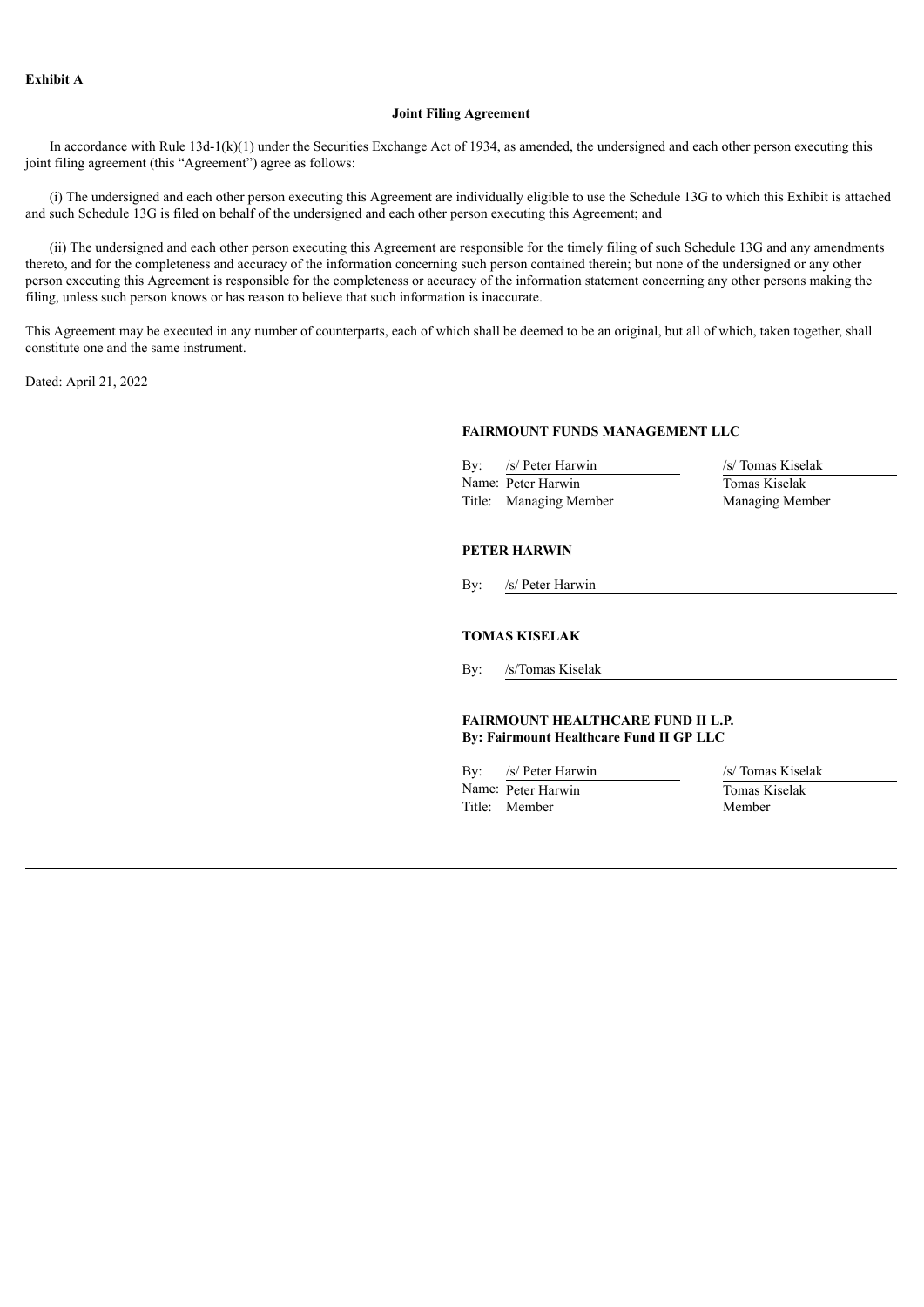**Exhibit A**

**Joint Filing Agreement**

In accordance with Rule 13d-1(k)(1) under the Securities Exchange Act of 1934, as amended, the undersigned and each other person executing this joint filing agreement (this "Agreement") agree as follows:

(i) The undersigned and each other person executing this Agreement are individually eligible to use the Schedule 13G to which this Exhibit is attached and such Schedule 13G is filed on behalf of the undersigned and each other person executing this Agreement; and

(ii) The undersigned and each other person executing this Agreement are responsible for the timely filing of such Schedule 13G and any amendments thereto, and for the completeness and accuracy of the information concerning such person contained therein; but none of the undersigned or any other person executing this Agreement is responsible for the completeness or accuracy of the information statement concerning any other persons making the filing, unless such person knows or has reason to believe that such information is inaccurate.

This Agreement may be executed in any number of counterparts, each of which shall be deemed to be an original, but all of which, taken together, shall constitute one and the same instrument.

Dated: April 21, 2022

**FAIRMOUNT FUNDS MANAGEMENT LLC**

By: /s/ Peter Harwin
Name: Peter Harwin
Title: Managing Member

/s/ Tomas Kiselak
Tomas Kiselak
Managing Member

**PETER HARWIN**

By: /s/ Peter Harwin

**TOMAS KISELAK**

By: /s/Tomas Kiselak

**FAIRMOUNT HEALTHCARE FUND II L.P.**
**By: Fairmount Healthcare Fund II GP LLC**

By: /s/ Peter Harwin
Name: Peter Harwin
Title: Member

/s/ Tomas Kiselak
Tomas Kiselak
Member